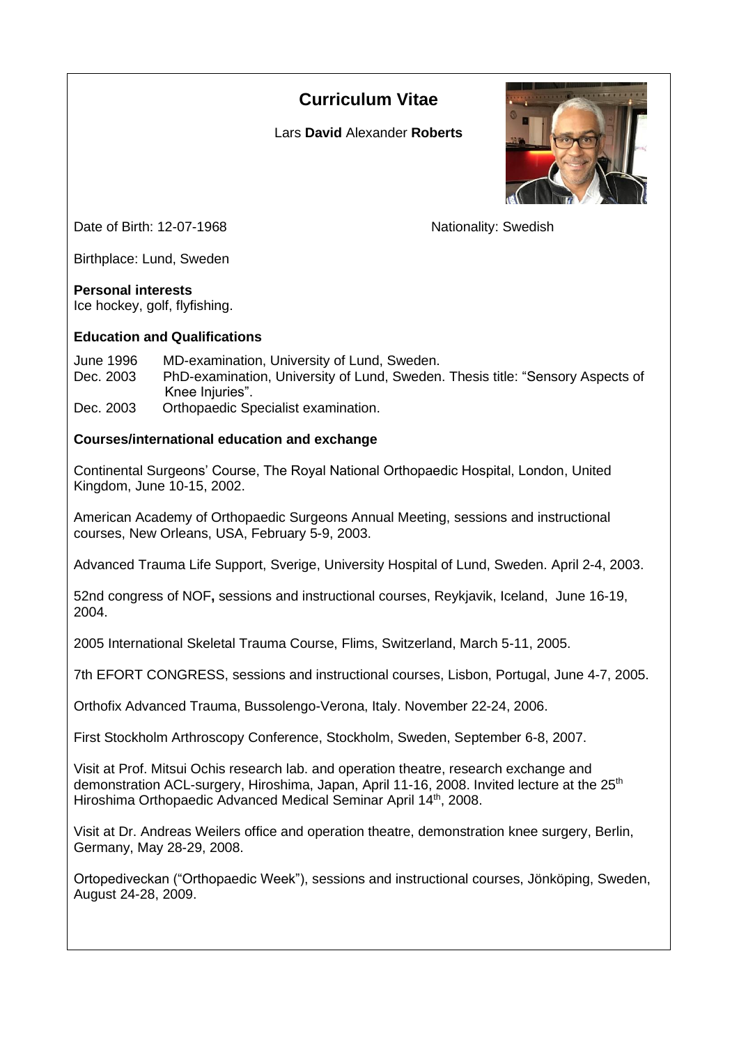# Curriculum Vitae

Lars **David** Alexander **Roberts**

Date of Birth: 12-07-1968

Nationality: Swedish

Birthplace: Lund, Sweden

**Personal interests**
Ice hockey, golf, flyfishing.

**Education and Qualifications**

June 1996 MD-examination, University of Lund, Sweden.
Dec. 2003 PhD-examination, University of Lund, Sweden. Thesis title: "Sensory Aspects of Knee Injuries".
Dec. 2003 Orthopaedic Specialist examination.

**Courses/international education and exchange**

Continental Surgeons' Course, The Royal National Orthopaedic Hospital, London, United Kingdom, June 10-15, 2002.

American Academy of Orthopaedic Surgeons Annual Meeting, sessions and instructional courses, New Orleans, USA, February 5-9, 2003.

Advanced Trauma Life Support, Sverige, University Hospital of Lund, Sweden. April 2-4, 2003.

52nd congress of NOF**,** sessions and instructional courses, Reykjavik, Iceland, June 16-19, 2004.

2005 International Skeletal Trauma Course, Flims, Switzerland, March 5-11, 2005.

7th EFORT CONGRESS, sessions and instructional courses, Lisbon, Portugal, June 4-7, 2005.

Orthofix Advanced Trauma, Bussolengo-Verona, Italy. November 22-24, 2006.

First Stockholm Arthroscopy Conference, Stockholm, Sweden, September 6-8, 2007.

Visit at Prof. Mitsui Ochis research lab. and operation theatre, research exchange and demonstration ACL-surgery, Hiroshima, Japan, April 11-16, 2008. Invited lecture at the 25th Hiroshima Orthopaedic Advanced Medical Seminar April 14th, 2008.

Visit at Dr. Andreas Weilers office and operation theatre, demonstration knee surgery, Berlin, Germany, May 28-29, 2008.

Ortopediveckan ("Orthopaedic Week"), sessions and instructional courses, Jönköping, Sweden, August 24-28, 2009.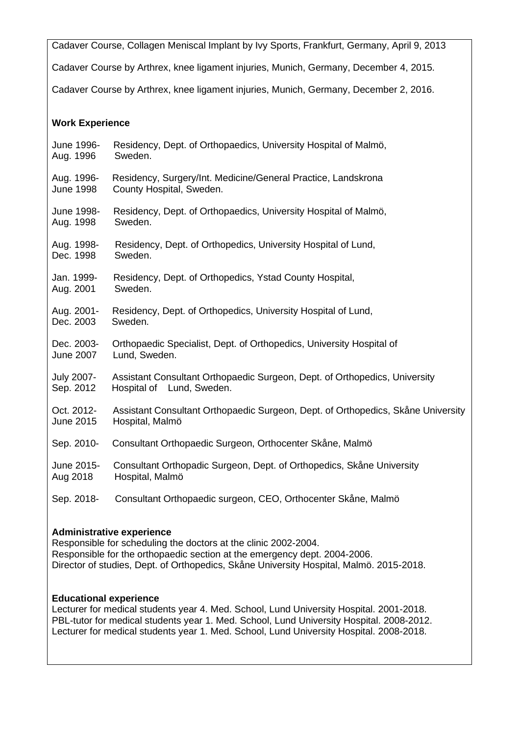Cadaver Course, Collagen Meniscal Implant by Ivy Sports, Frankfurt, Germany, April 9, 2013

Cadaver Course by Arthrex, knee ligament injuries, Munich, Germany, December 4, 2015.

Cadaver Course by Arthrex, knee ligament injuries, Munich, Germany, December 2, 2016.

**Work Experience**

| | |
|---|---|
| June 1996- Aug. 1996 | Residency, Dept. of Orthopaedics, University Hospital of Malmö, Sweden. |
| Aug. 1996- June 1998 | Residency, Surgery/Int. Medicine/General Practice, Landskrona County Hospital, Sweden. |
| June 1998- Aug. 1998 | Residency, Dept. of Orthopaedics, University Hospital of Malmö, Sweden. |
| Aug. 1998- Dec. 1998 | Residency, Dept. of Orthopedics, University Hospital of Lund, Sweden. |
| Jan. 1999- Aug. 2001 | Residency, Dept. of Orthopedics, Ystad County Hospital, Sweden. |
| Aug. 2001- Dec. 2003 | Residency, Dept. of Orthopedics, University Hospital of Lund, Sweden. |
| Dec. 2003- June 2007 | Orthopaedic Specialist, Dept. of Orthopedics, University Hospital of Lund, Sweden. |
| July 2007- Sep. 2012 | Assistant Consultant Orthopaedic Surgeon, Dept. of Orthopedics, University Hospital of Lund, Sweden. |
| Oct. 2012- June 2015 | Assistant Consultant Orthopaedic Surgeon, Dept. of Orthopedics, Skåne University Hospital, Malmö |
| Sep. 2010- | Consultant Orthopaedic Surgeon, Orthocenter Skåne, Malmö |
| June 2015- Aug 2018 | Consultant Orthopadic Surgeon, Dept. of Orthopedics, Skåne University Hospital, Malmö |
| Sep. 2018- | Consultant Orthopaedic surgeon, CEO, Orthocenter Skåne, Malmö |

**Administrative experience**

Responsible for scheduling the doctors at the clinic 2002-2004.
Responsible for the orthopaedic section at the emergency dept. 2004-2006.
Director of studies, Dept. of Orthopedics, Skåne University Hospital, Malmö. 2015-2018.

**Educational experience**

Lecturer for medical students year 4. Med. School, Lund University Hospital. 2001-2018.
PBL-tutor for medical students year 1. Med. School, Lund University Hospital. 2008-2012.
Lecturer for medical students year 1. Med. School, Lund University Hospital. 2008-2018.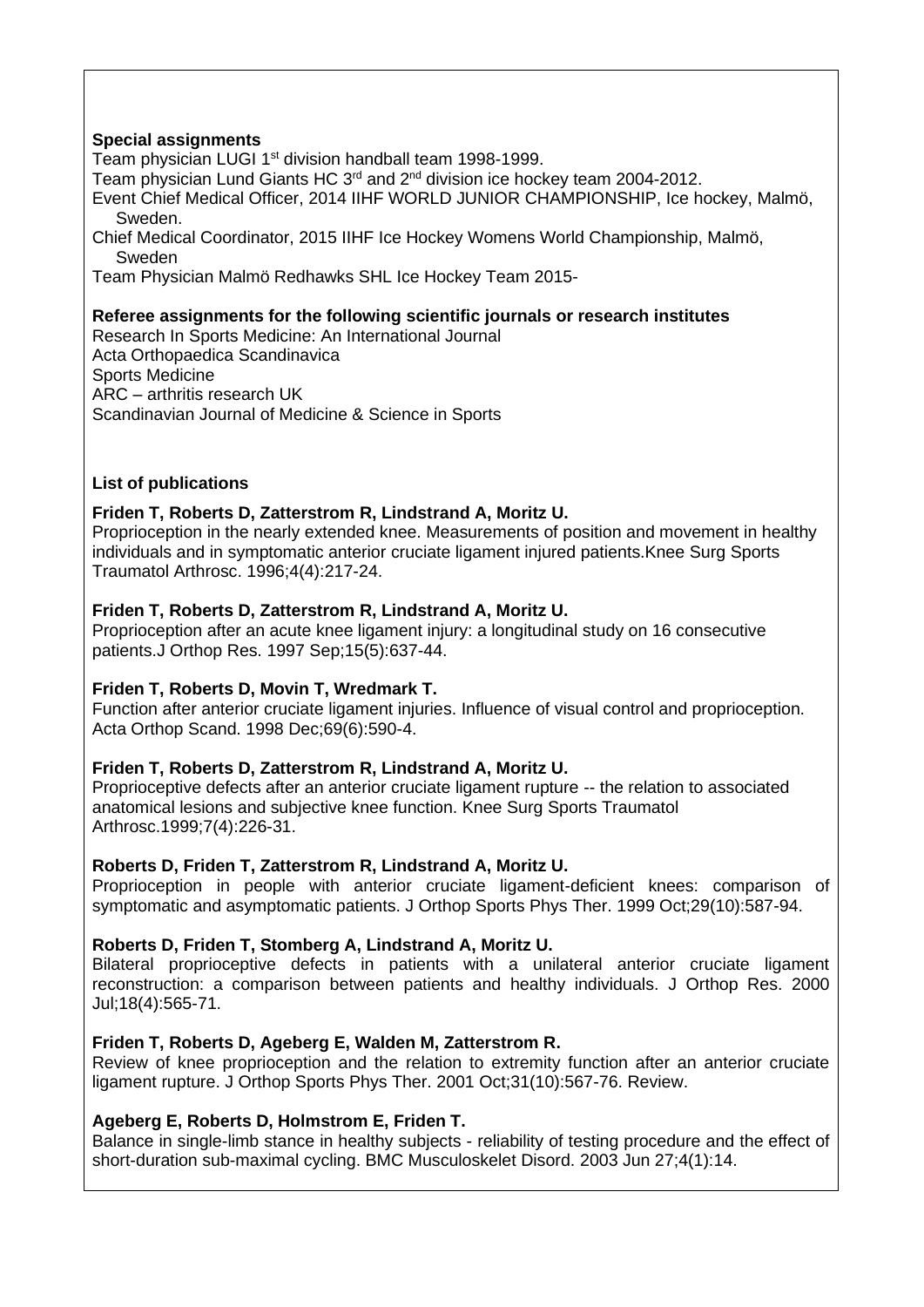**Special assignments**

Team physician LUGI 1st division handball team 1998-1999.
Team physician Lund Giants HC 3rd and 2nd division ice hockey team 2004-2012.
Event Chief Medical Officer, 2014 IIHF WORLD JUNIOR CHAMPIONSHIP, Ice hockey, Malmö, Sweden.
Chief Medical Coordinator, 2015 IIHF Ice Hockey Womens World Championship, Malmö, Sweden
Team Physician Malmö Redhawks SHL Ice Hockey Team 2015-

**Referee assignments for the following scientific journals or research institutes**

Research In Sports Medicine: An International Journal
Acta Orthopaedica Scandinavica
Sports Medicine
ARC – arthritis research UK
Scandinavian Journal of Medicine & Science in Sports

**List of publications**

**Friden T, Roberts D, Zatterstrom R, Lindstrand A, Moritz U.**
Proprioception in the nearly extended knee. Measurements of position and movement in healthy individuals and in symptomatic anterior cruciate ligament injured patients.Knee Surg Sports Traumatol Arthrosc. 1996;4(4):217-24.

**Friden T, Roberts D, Zatterstrom R, Lindstrand A, Moritz U.**
Proprioception after an acute knee ligament injury: a longitudinal study on 16 consecutive patients.J Orthop Res. 1997 Sep;15(5):637-44.

**Friden T, Roberts D, Movin T, Wredmark T.**
Function after anterior cruciate ligament injuries. Influence of visual control and proprioception. Acta Orthop Scand. 1998 Dec;69(6):590-4.

**Friden T, Roberts D, Zatterstrom R, Lindstrand A, Moritz U.**
Proprioceptive defects after an anterior cruciate ligament rupture -- the relation to associated anatomical lesions and subjective knee function. Knee Surg Sports Traumatol Arthrosc.1999;7(4):226-31.

**Roberts D, Friden T, Zatterstrom R, Lindstrand A, Moritz U.**
Proprioception in people with anterior cruciate ligament-deficient knees: comparison of symptomatic and asymptomatic patients. J Orthop Sports Phys Ther. 1999 Oct;29(10):587-94.

**Roberts D, Friden T, Stomberg A, Lindstrand A, Moritz U.**
Bilateral proprioceptive defects in patients with a unilateral anterior cruciate ligament reconstruction: a comparison between patients and healthy individuals. J Orthop Res. 2000 Jul;18(4):565-71.

**Friden T, Roberts D, Ageberg E, Walden M, Zatterstrom R.**
Review of knee proprioception and the relation to extremity function after an anterior cruciate ligament rupture. J Orthop Sports Phys Ther. 2001 Oct;31(10):567-76. Review.

**Ageberg E, Roberts D, Holmstrom E, Friden T.**
Balance in single-limb stance in healthy subjects - reliability of testing procedure and the effect of short-duration sub-maximal cycling. BMC Musculoskelet Disord. 2003 Jun 27;4(1):14.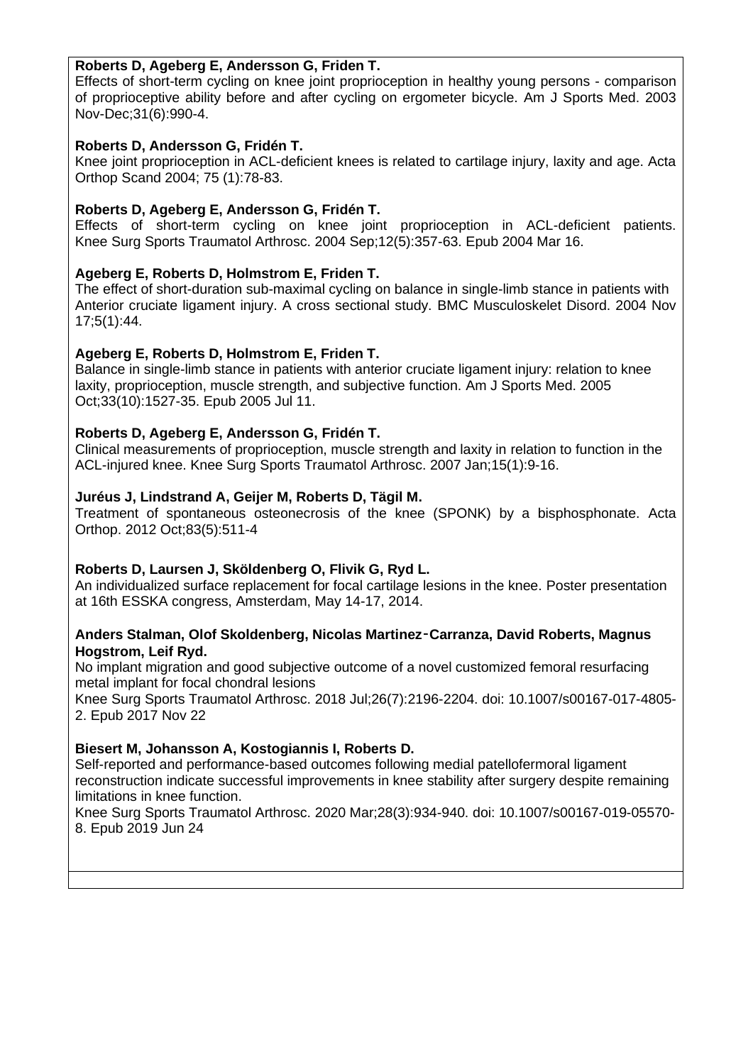**Roberts D, Ageberg E, Andersson G, Friden T.**
Effects of short-term cycling on knee joint proprioception in healthy young persons - comparison of proprioceptive ability before and after cycling on ergometer bicycle. Am J Sports Med. 2003 Nov-Dec;31(6):990-4.

**Roberts D, Andersson G, Fridén T.**
Knee joint proprioception in ACL-deficient knees is related to cartilage injury, laxity and age. Acta Orthop Scand 2004; 75 (1):78-83.

**Roberts D, Ageberg E, Andersson G, Fridén T.**
Effects of short-term cycling on knee joint proprioception in ACL-deficient patients. Knee Surg Sports Traumatol Arthrosc. 2004 Sep;12(5):357-63. Epub 2004 Mar 16.

**Ageberg E, Roberts D, Holmstrom E, Friden T.**
The effect of short-duration sub-maximal cycling on balance in single-limb stance in patients with Anterior cruciate ligament injury. A cross sectional study. BMC Musculoskelet Disord. 2004 Nov 17;5(1):44.

**Ageberg E, Roberts D, Holmstrom E, Friden T.**
Balance in single-limb stance in patients with anterior cruciate ligament injury: relation to knee laxity, proprioception, muscle strength, and subjective function. Am J Sports Med. 2005 Oct;33(10):1527-35. Epub 2005 Jul 11.

**Roberts D, Ageberg E, Andersson G, Fridén T.**
Clinical measurements of proprioception, muscle strength and laxity in relation to function in the ACL-injured knee. Knee Surg Sports Traumatol Arthrosc. 2007 Jan;15(1):9-16.

**Juréus J, Lindstrand A, Geijer M, Roberts D, Tägil M.**
Treatment of spontaneous osteonecrosis of the knee (SPONK) by a bisphosphonate. Acta Orthop. 2012 Oct;83(5):511-4

**Roberts D, Laursen J, Sköldenberg O, Flivik G, Ryd L.**
An individualized surface replacement for focal cartilage lesions in the knee. Poster presentation at 16th ESSKA congress, Amsterdam, May 14-17, 2014.

**Anders Stalman, Olof Skoldenberg, Nicolas Martinez‐Carranza, David Roberts, Magnus Hogstrom, Leif Ryd.**
No implant migration and good subjective outcome of a novel customized femoral resurfacing metal implant for focal chondral lesions
Knee Surg Sports Traumatol Arthrosc. 2018 Jul;26(7):2196-2204. doi: 10.1007/s00167-017-4805-2. Epub 2017 Nov 22

**Biesert M, Johansson A, Kostogiannis I, Roberts D.**
Self-reported and performance-based outcomes following medial patellofermoral ligament reconstruction indicate successful improvements in knee stability after surgery despite remaining limitations in knee function.
Knee Surg Sports Traumatol Arthrosc. 2020 Mar;28(3):934-940. doi: 10.1007/s00167-019-05570-8. Epub 2019 Jun 24